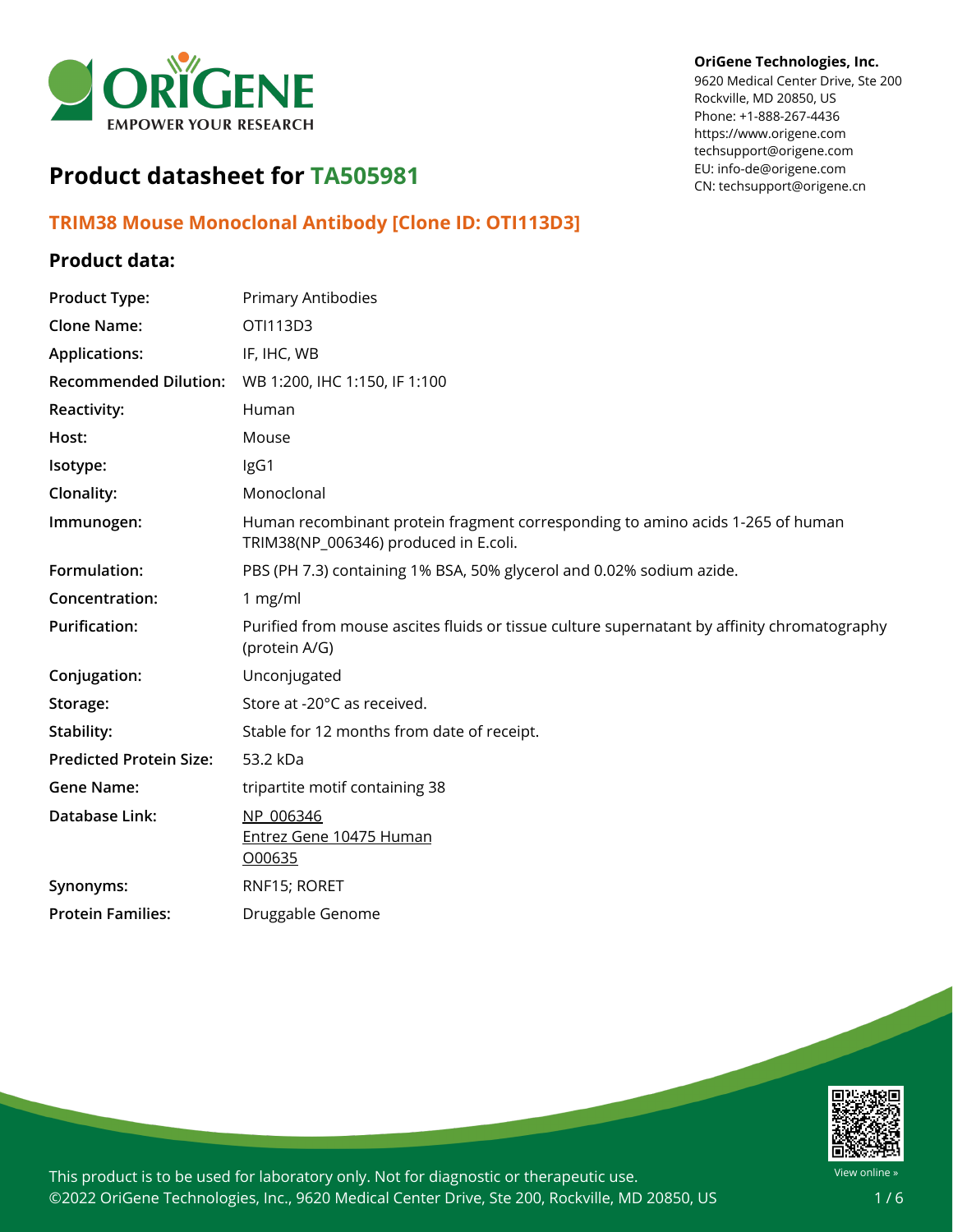OriGene Technologies, Inc.
9620 Medical Center Drive, Ste 200
Rockville, MD 20850, US
Phone: +1-888-267-4436
https://www.origene.com
techsupport@origene.com
EU: info-de@origene.com
CN: techsupport@origene.cn

# Product datasheet for TA505981

## TRIM38 Mouse Monoclonal Antibody [Clone ID: OTI113D3]

### Product data:

| | |
|---|---|
| **Product Type:** | Primary Antibodies |
| **Clone Name:** | OTI113D3 |
| **Applications:** | IF, IHC, WB |
| **Recommended Dilution:** | WB 1:200, IHC 1:150, IF 1:100 |
| **Reactivity:** | Human |
| **Host:** | Mouse |
| **Isotype:** | IgG1 |
| **Clonality:** | Monoclonal |
| **Immunogen:** | Human recombinant protein fragment corresponding to amino acids 1-265 of human TRIM38(NP_006346) produced in E.coli. |
| **Formulation:** | PBS (PH 7.3) containing 1% BSA, 50% glycerol and 0.02% sodium azide. |
| **Concentration:** | 1 mg/ml |
| **Purification:** | Purified from mouse ascites fluids or tissue culture supernatant by affinity chromatography (protein A/G) |
| **Conjugation:** | Unconjugated |
| **Storage:** | Store at -20°C as received. |
| **Stability:** | Stable for 12 months from date of receipt. |
| **Predicted Protein Size:** | 53.2 kDa |
| **Gene Name:** | tripartite motif containing 38 |
| **Database Link:** | NP_006346<br>Entrez Gene 10475 Human<br>O00635 |
| **Synonyms:** | RNF15; RORET |
| **Protein Families:** | Druggable Genome |

This product is to be used for laboratory only. Not for diagnostic or therapeutic use.
©2022 OriGene Technologies, Inc., 9620 Medical Center Drive, Ste 200, Rockville, MD 20850, US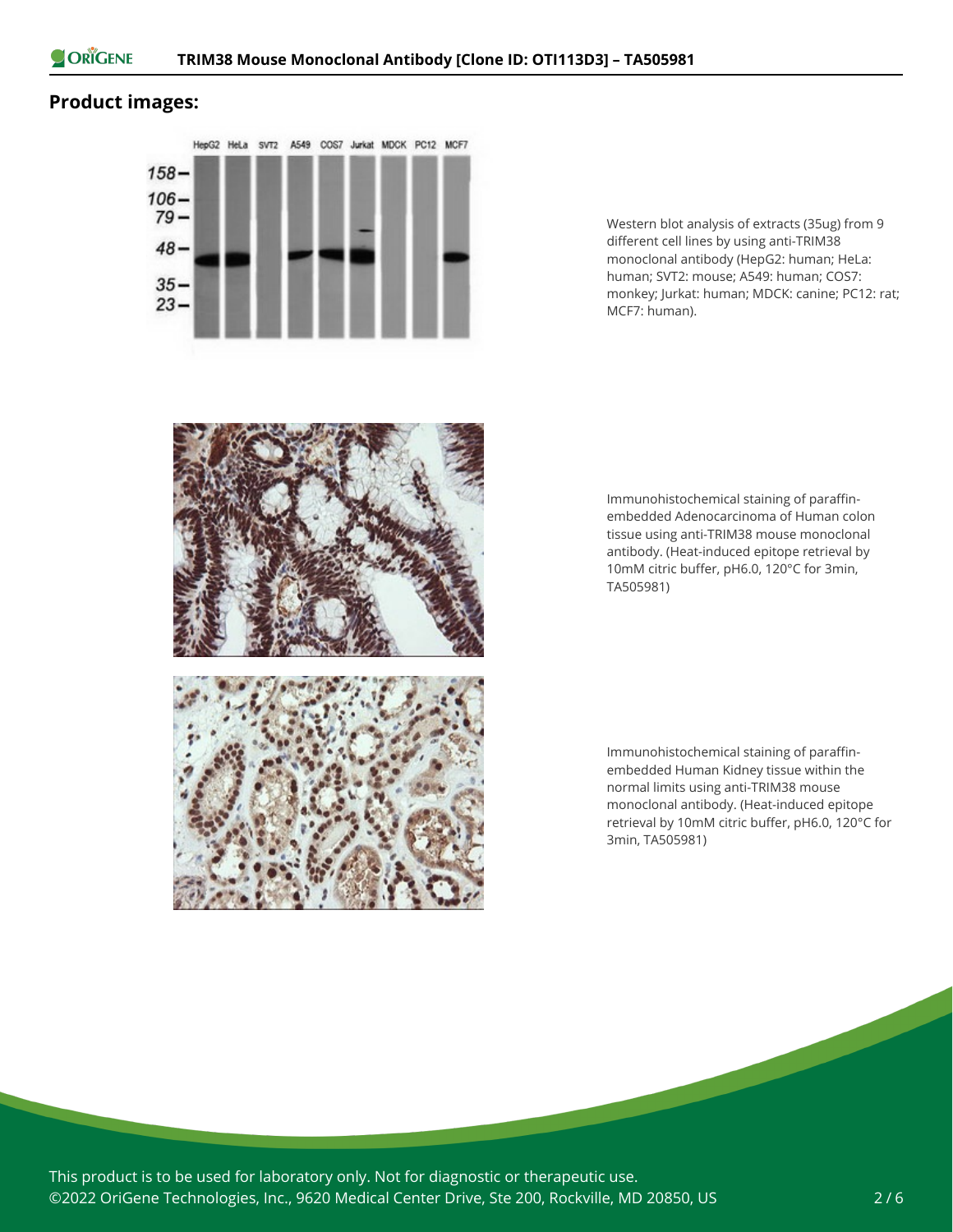## Product images:

Western blot analysis of extracts (35ug) from 9 different cell lines by using anti-TRIM38 monoclonal antibody (HepG2: human; HeLa: human; SVT2: mouse; A549: human; COS7: monkey; Jurkat: human; MDCK: canine; PC12: rat; MCF7: human).

Immunohistochemical staining of paraffin-embedded Adenocarcinoma of Human colon tissue using anti-TRIM38 mouse monoclonal antibody. (Heat-induced epitope retrieval by 10mM citric buffer, pH6.0, 120°C for 3min, TA505981)

Immunohistochemical staining of paraffin-embedded Human Kidney tissue within the normal limits using anti-TRIM38 mouse monoclonal antibody. (Heat-induced epitope retrieval by 10mM citric buffer, pH6.0, 120°C for 3min, TA505981)

This product is to be used for laboratory only. Not for diagnostic or therapeutic use.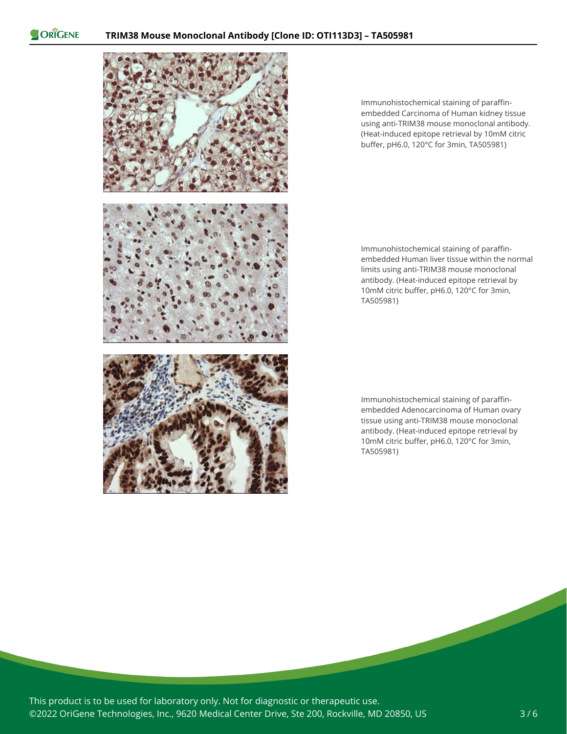Immunohistochemical staining of paraffin-embedded Carcinoma of Human kidney tissue using anti-TRIM38 mouse monoclonal antibody. (Heat-induced epitope retrieval by 10mM citric buffer, pH6.0, 120°C for 3min, TA505981)

Immunohistochemical staining of paraffin-embedded Human liver tissue within the normal limits using anti-TRIM38 mouse monoclonal antibody. (Heat-induced epitope retrieval by 10mM citric buffer, pH6.0, 120°C for 3min, TA505981)

Immunohistochemical staining of paraffin-embedded Adenocarcinoma of Human ovary tissue using anti-TRIM38 mouse monoclonal antibody. (Heat-induced epitope retrieval by 10mM citric buffer, pH6.0, 120°C for 3min, TA505981)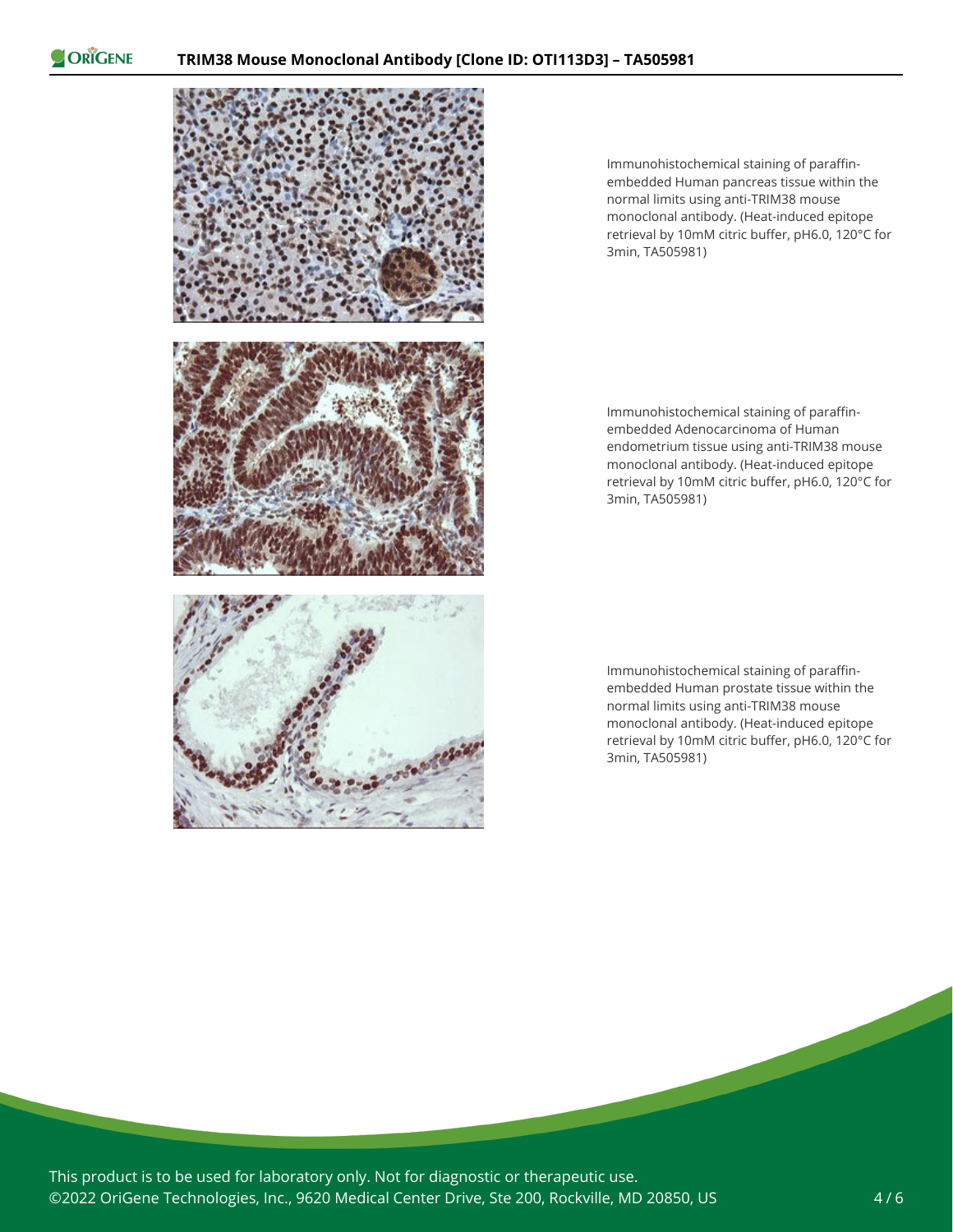Immunohistochemical staining of paraffin-embedded Human pancreas tissue within the normal limits using anti-TRIM38 mouse monoclonal antibody. (Heat-induced epitope retrieval by 10mM citric buffer, pH6.0, 120°C for 3min, TA505981)

Immunohistochemical staining of paraffin-embedded Adenocarcinoma of Human endometrium tissue using anti-TRIM38 mouse monoclonal antibody. (Heat-induced epitope retrieval by 10mM citric buffer, pH6.0, 120°C for 3min, TA505981)

Immunohistochemical staining of paraffin-embedded Human prostate tissue within the normal limits using anti-TRIM38 mouse monoclonal antibody. (Heat-induced epitope retrieval by 10mM citric buffer, pH6.0, 120°C for 3min, TA505981)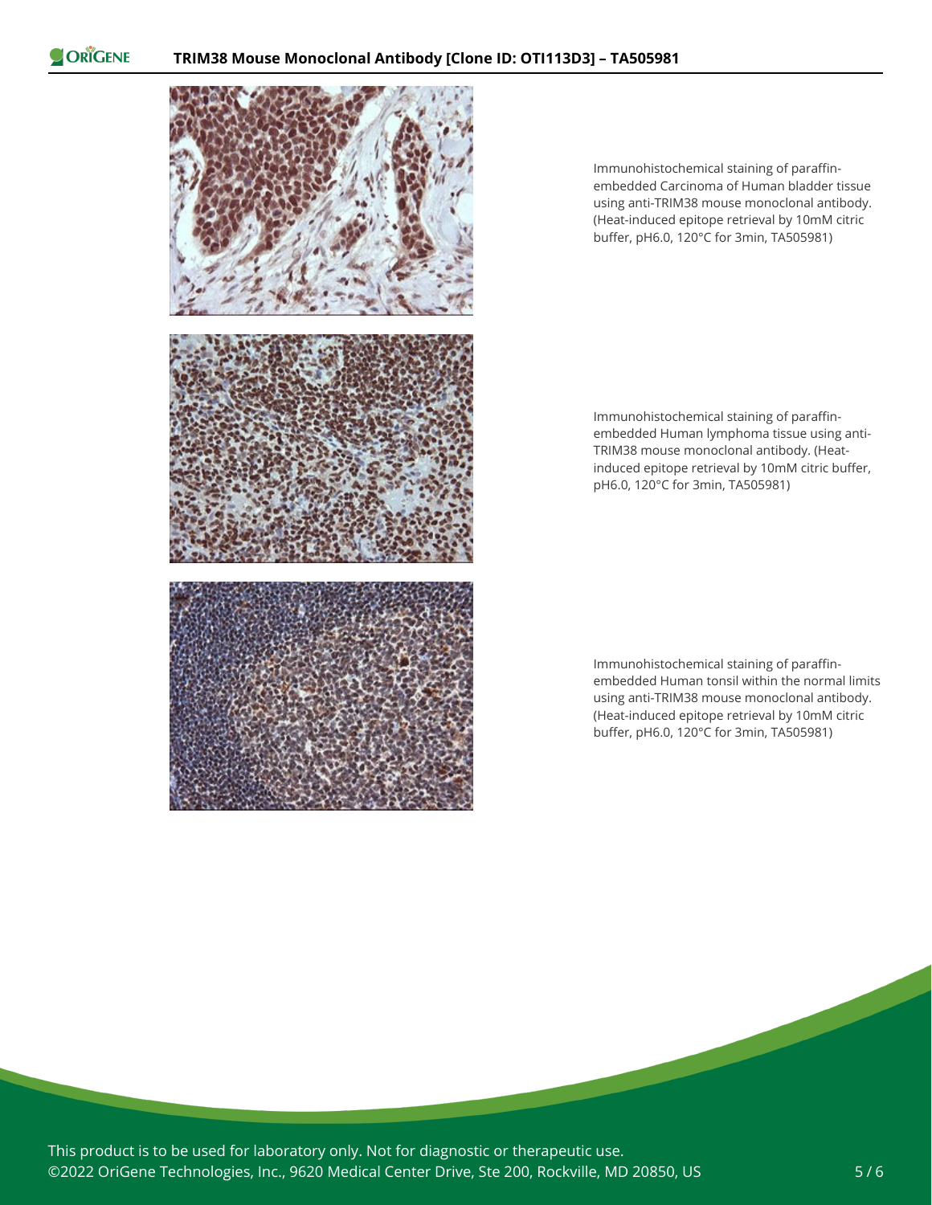Immunohistochemical staining of paraffin-embedded Carcinoma of Human bladder tissue using anti-TRIM38 mouse monoclonal antibody. (Heat-induced epitope retrieval by 10mM citric buffer, pH6.0, 120°C for 3min, TA505981)

Immunohistochemical staining of paraffin-embedded Human lymphoma tissue using anti-TRIM38 mouse monoclonal antibody. (Heat-induced epitope retrieval by 10mM citric buffer, pH6.0, 120°C for 3min, TA505981)

Immunohistochemical staining of paraffin-embedded Human tonsil within the normal limits using anti-TRIM38 mouse monoclonal antibody. (Heat-induced epitope retrieval by 10mM citric buffer, pH6.0, 120°C for 3min, TA505981)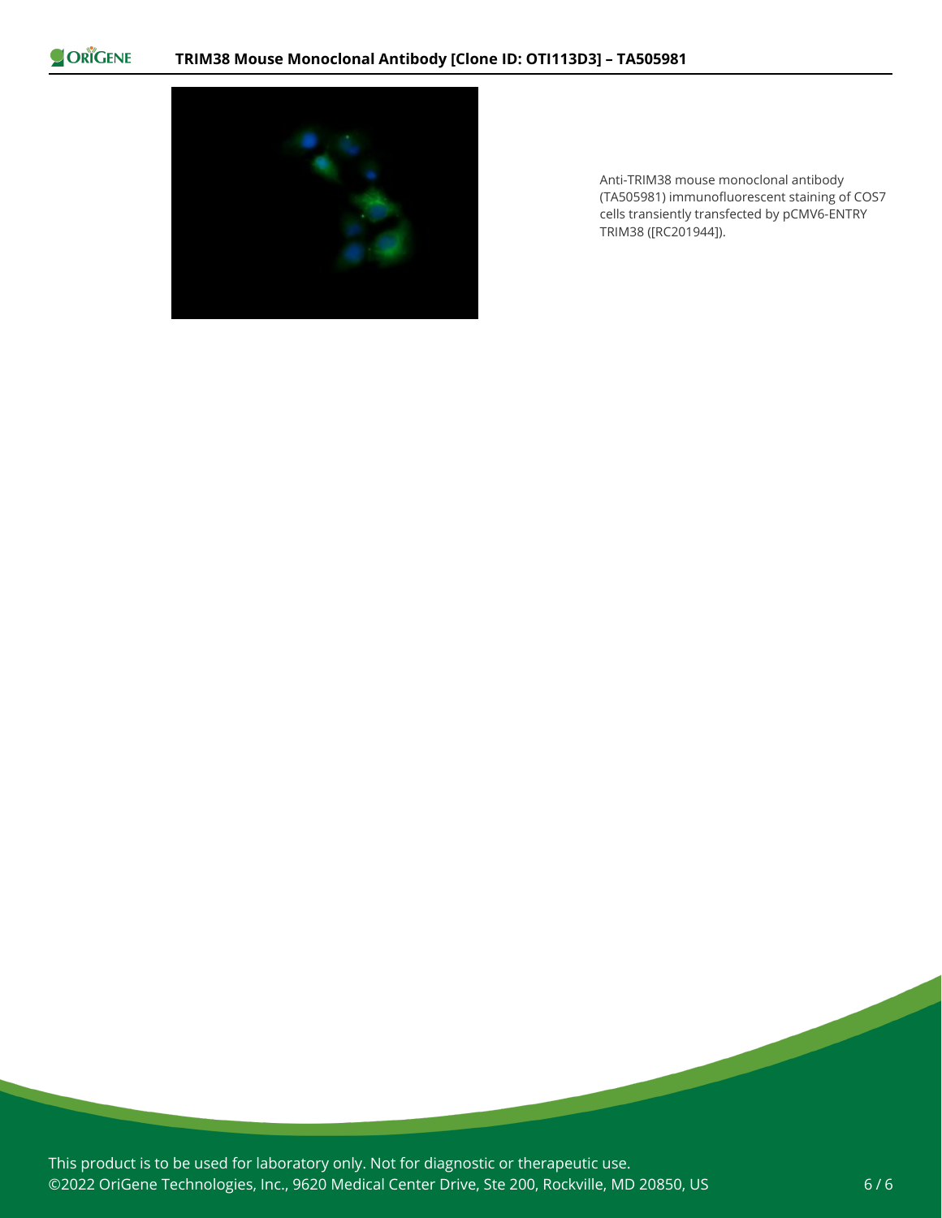Anti-TRIM38 mouse monoclonal antibody (TA505981) immunofluorescent staining of COS7 cells transiently transfected by pCMV6-ENTRY TRIM38 ([RC201944]).